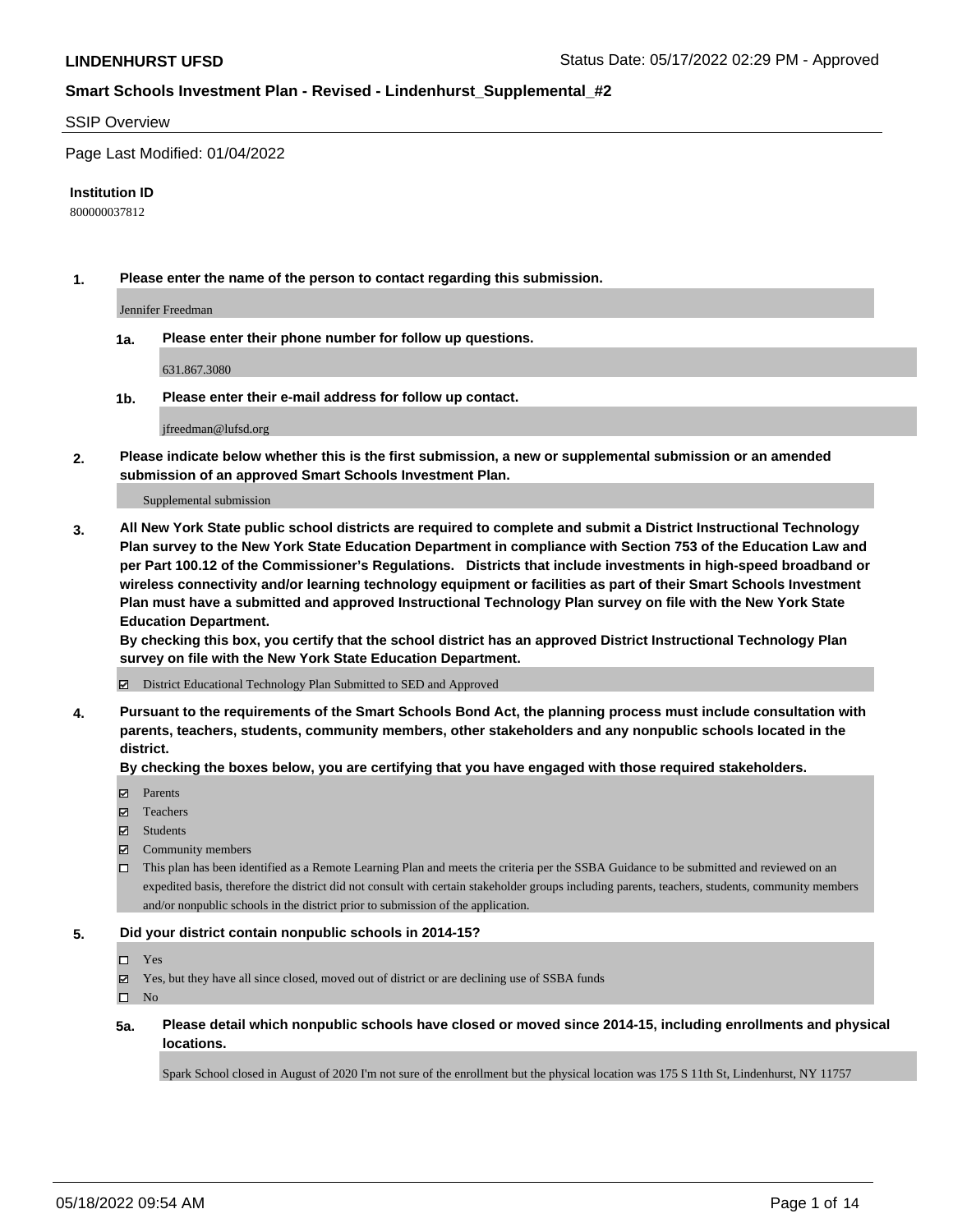## Smart Schools Investment Plan - Revised - Lindenhurst_Supplemental_#2

SSIP Overview

Page Last Modified: 01/04/2022

**Institution ID**

800000037812

**1. Please enter the name of the person to contact regarding this submission.**

Jennifer Freedman

**1a. Please enter their phone number for follow up questions.**

631.867.3080

**1b. Please enter their e-mail address for follow up contact.**

jfreedman@lufsd.org

**2. Please indicate below whether this is the first submission, a new or supplemental submission or an amended submission of an approved Smart Schools Investment Plan.**

Supplemental submission

**3. All New York State public school districts are required to complete and submit a District Instructional Technology Plan survey to the New York State Education Department in compliance with Section 753 of the Education Law and per Part 100.12 of the Commissioner's Regulations. Districts that include investments in high-speed broadband or wireless connectivity and/or learning technology equipment or facilities as part of their Smart Schools Investment Plan must have a submitted and approved Instructional Technology Plan survey on file with the New York State Education Department.**
**By checking this box, you certify that the school district has an approved District Instructional Technology Plan survey on file with the New York State Education Department.**

- [x] District Educational Technology Plan Submitted to SED and Approved

**4. Pursuant to the requirements of the Smart Schools Bond Act, the planning process must include consultation with parents, teachers, students, community members, other stakeholders and any nonpublic schools located in the district.**
**By checking the boxes below, you are certifying that you have engaged with those required stakeholders.**

- [x] Parents
- [x] Teachers
- [x] Students
- [x] Community members
- [ ] This plan has been identified as a Remote Learning Plan and meets the criteria per the SSBA Guidance to be submitted and reviewed on an expedited basis, therefore the district did not consult with certain stakeholder groups including parents, teachers, students, community members and/or nonpublic schools in the district prior to submission of the application.

**5. Did your district contain nonpublic schools in 2014-15?**

- [ ] Yes
- [x] Yes, but they have all since closed, moved out of district or are declining use of SSBA funds
- [ ] No

**5a. Please detail which nonpublic schools have closed or moved since 2014-15, including enrollments and physical locations.**

Spark School closed in August of 2020 I'm not sure of the enrollment but the physical location was 175 S 11th St, Lindenhurst, NY 11757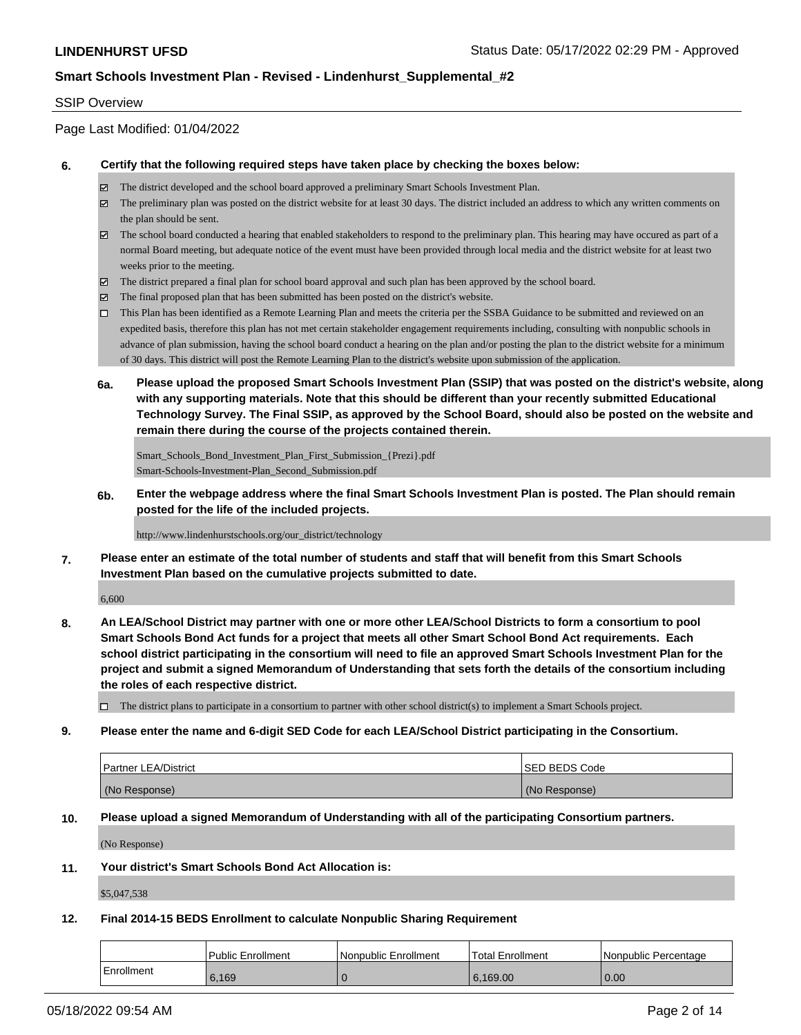**LINDENHURST UFSD** Status Date: 05/17/2022 02:29 PM - Approved

**Smart Schools Investment Plan - Revised - Lindenhurst_Supplemental_#2**

SSIP Overview

Page Last Modified: 01/04/2022

**6. Certify that the following required steps have taken place by checking the boxes below:**

- ☑ The district developed and the school board approved a preliminary Smart Schools Investment Plan.
- ☑ The preliminary plan was posted on the district website for at least 30 days. The district included an address to which any written comments on the plan should be sent.
- ☑ The school board conducted a hearing that enabled stakeholders to respond to the preliminary plan. This hearing may have occured as part of a normal Board meeting, but adequate notice of the event must have been provided through local media and the district website for at least two weeks prior to the meeting.
- ☑ The district prepared a final plan for school board approval and such plan has been approved by the school board.
- ☑ The final proposed plan that has been submitted has been posted on the district's website.
- ☐ This Plan has been identified as a Remote Learning Plan and meets the criteria per the SSBA Guidance to be submitted and reviewed on an expedited basis, therefore this plan has not met certain stakeholder engagement requirements including, consulting with nonpublic schools in advance of plan submission, having the school board conduct a hearing on the plan and/or posting the plan to the district website for a minimum of 30 days. This district will post the Remote Learning Plan to the district's website upon submission of the application.

**6a. Please upload the proposed Smart Schools Investment Plan (SSIP) that was posted on the district's website, along with any supporting materials. Note that this should be different than your recently submitted Educational Technology Survey. The Final SSIP, as approved by the School Board, should also be posted on the website and remain there during the course of the projects contained therein.**

Smart_Schools_Bond_Investment_Plan_First_Submission_{Prezi}.pdf
Smart-Schools-Investment-Plan_Second_Submission.pdf

**6b. Enter the webpage address where the final Smart Schools Investment Plan is posted. The Plan should remain posted for the life of the included projects.**

http://www.lindenhurstschools.org/our_district/technology

**7. Please enter an estimate of the total number of students and staff that will benefit from this Smart Schools Investment Plan based on the cumulative projects submitted to date.**

6,600

**8. An LEA/School District may partner with one or more other LEA/School Districts to form a consortium to pool Smart Schools Bond Act funds for a project that meets all other Smart School Bond Act requirements. Each school district participating in the consortium will need to file an approved Smart Schools Investment Plan for the project and submit a signed Memorandum of Understanding that sets forth the details of the consortium including the roles of each respective district.**

- ☐ The district plans to participate in a consortium to partner with other school district(s) to implement a Smart Schools project.

**9. Please enter the name and 6-digit SED Code for each LEA/School District participating in the Consortium.**

| Partner LEA/District | SED BEDS Code |
|---|---|
| (No Response) | (No Response) |

**10. Please upload a signed Memorandum of Understanding with all of the participating Consortium partners.**

(No Response)

**11. Your district's Smart Schools Bond Act Allocation is:**

$5,047,538

**12. Final 2014-15 BEDS Enrollment to calculate Nonpublic Sharing Requirement**

| | Public Enrollment | Nonpublic Enrollment | Total Enrollment | Nonpublic Percentage |
|---|---|---|---|---|
| Enrollment | 6,169 | 0 | 6,169.00 | 0.00 |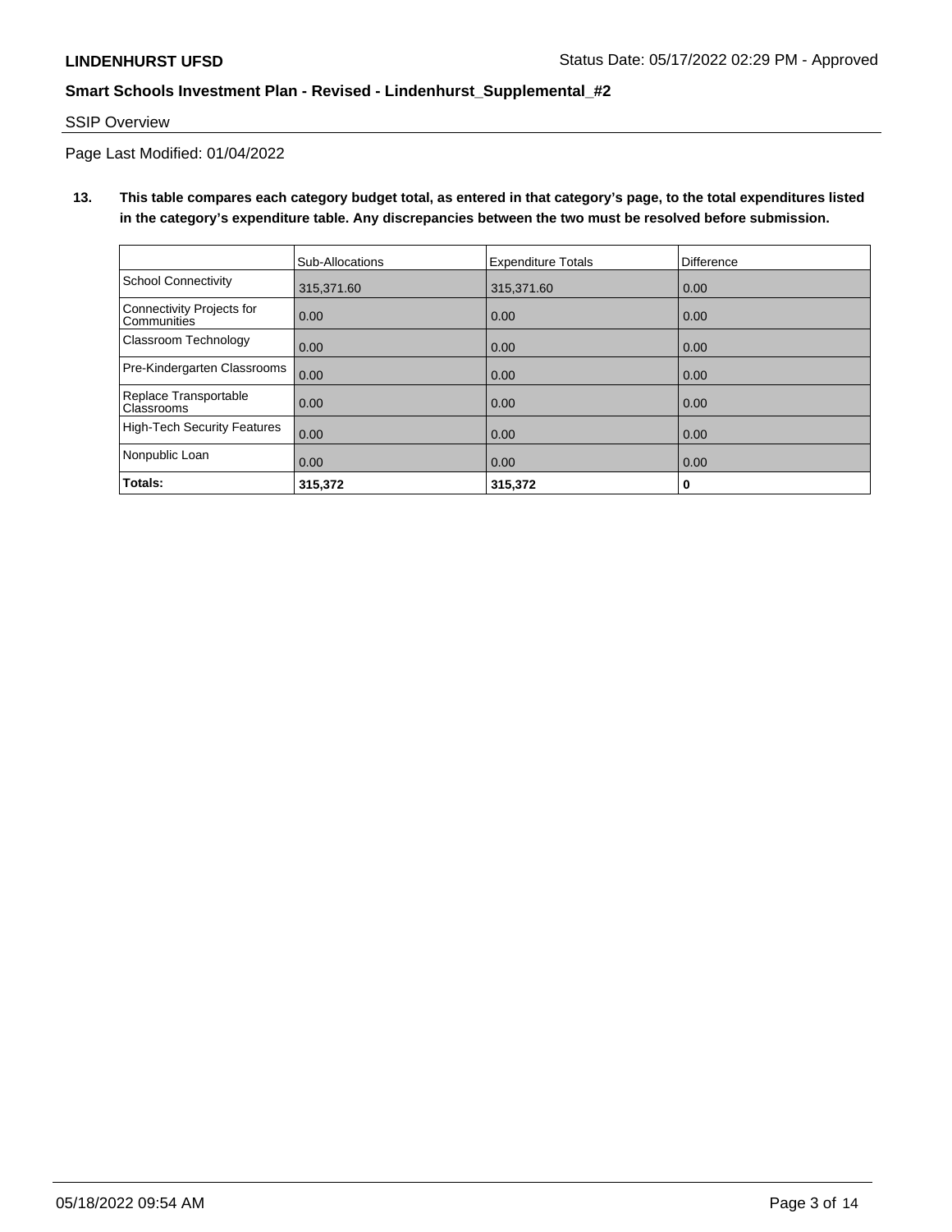SSIP Overview

Page Last Modified: 01/04/2022

**13. This table compares each category budget total, as entered in that category's page, to the total expenditures listed in the category's expenditure table. Any discrepancies between the two must be resolved before submission.**

| | Sub-Allocations | Expenditure Totals | Difference |
|---|---|---|---|
| School Connectivity | 315,371.60 | 315,371.60 | 0.00 |
| Connectivity Projects for Communities | 0.00 | 0.00 | 0.00 |
| Classroom Technology | 0.00 | 0.00 | 0.00 |
| Pre-Kindergarten Classrooms | 0.00 | 0.00 | 0.00 |
| Replace Transportable Classrooms | 0.00 | 0.00 | 0.00 |
| High-Tech Security Features | 0.00 | 0.00 | 0.00 |
| Nonpublic Loan | 0.00 | 0.00 | 0.00 |
| **Totals:** | **315,372** | **315,372** | **0** |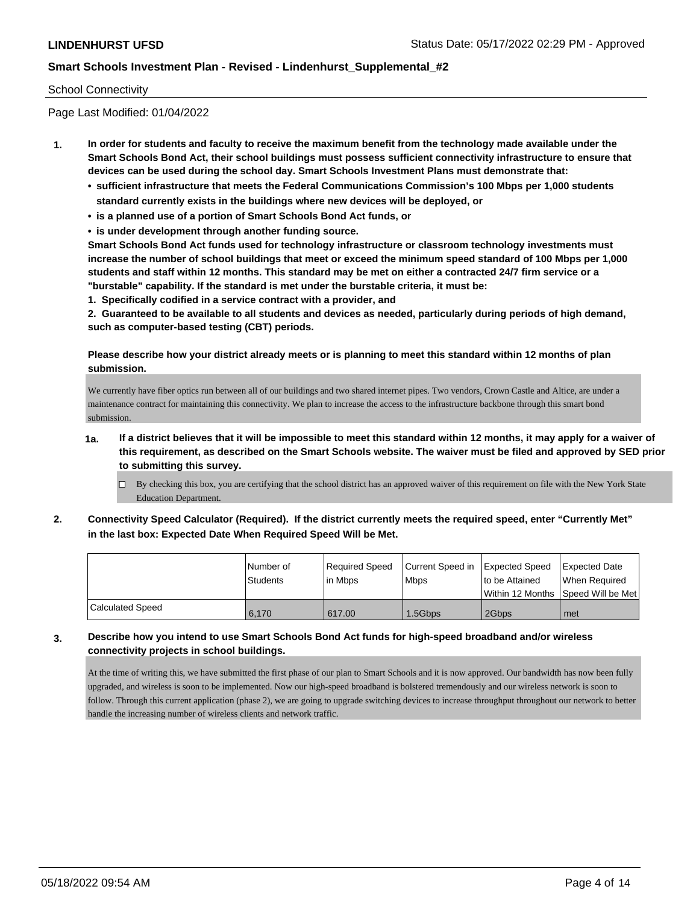School Connectivity

Page Last Modified: 01/04/2022

1. **In order for students and faculty to receive the maximum benefit from the technology made available under the Smart Schools Bond Act, their school buildings must possess sufficient connectivity infrastructure to ensure that devices can be used during the school day. Smart Schools Investment Plans must demonstrate that:**
   - **sufficient infrastructure that meets the Federal Communications Commission's 100 Mbps per 1,000 students standard currently exists in the buildings where new devices will be deployed, or**
   - **is a planned use of a portion of Smart Schools Bond Act funds, or**
   - **is under development through another funding source.**

   **Smart Schools Bond Act funds used for technology infrastructure or classroom technology investments must increase the number of school buildings that meet or exceed the minimum speed standard of 100 Mbps per 1,000 students and staff within 12 months. This standard may be met on either a contracted 24/7 firm service or a "burstable" capability. If the standard is met under the burstable criteria, it must be:**

   **1. Specifically codified in a service contract with a provider, and**

   **2. Guaranteed to be available to all students and devices as needed, particularly during periods of high demand, such as computer-based testing (CBT) periods.**

   **Please describe how your district already meets or is planning to meet this standard within 12 months of plan submission.**

   We currently have fiber optics run between all of our buildings and two shared internet pipes. Two vendors, Crown Castle and Altice, are under a maintenance contract for maintaining this connectivity. We plan to increase the access to the infrastructure backbone through this smart bond submission.

   **1a. If a district believes that it will be impossible to meet this standard within 12 months, it may apply for a waiver of this requirement, as described on the Smart Schools website. The waiver must be filed and approved by SED prior to submitting this survey.**

   ☐ By checking this box, you are certifying that the school district has an approved waiver of this requirement on file with the New York State Education Department.

2. **Connectivity Speed Calculator (Required). If the district currently meets the required speed, enter "Currently Met" in the last box: Expected Date When Required Speed Will be Met.**

| | Number of Students | Required Speed in Mbps | Current Speed in Mbps | Expected Speed to be Attained Within 12 Months | Expected Date When Required Speed Will be Met |
|---|---|---|---|---|---|
| Calculated Speed | 6,170 | 617.00 | 1.5Gbps | 2Gbps | met |

3. **Describe how you intend to use Smart Schools Bond Act funds for high-speed broadband and/or wireless connectivity projects in school buildings.**

   At the time of writing this, we have submitted the first phase of our plan to Smart Schools and it is now approved. Our bandwidth has now been fully upgraded, and wireless is soon to be implemented. Now our high-speed broadband is bolstered tremendously and our wireless network is soon to follow. Through this current application (phase 2), we are going to upgrade switching devices to increase throughput throughout our network to better handle the increasing number of wireless clients and network traffic.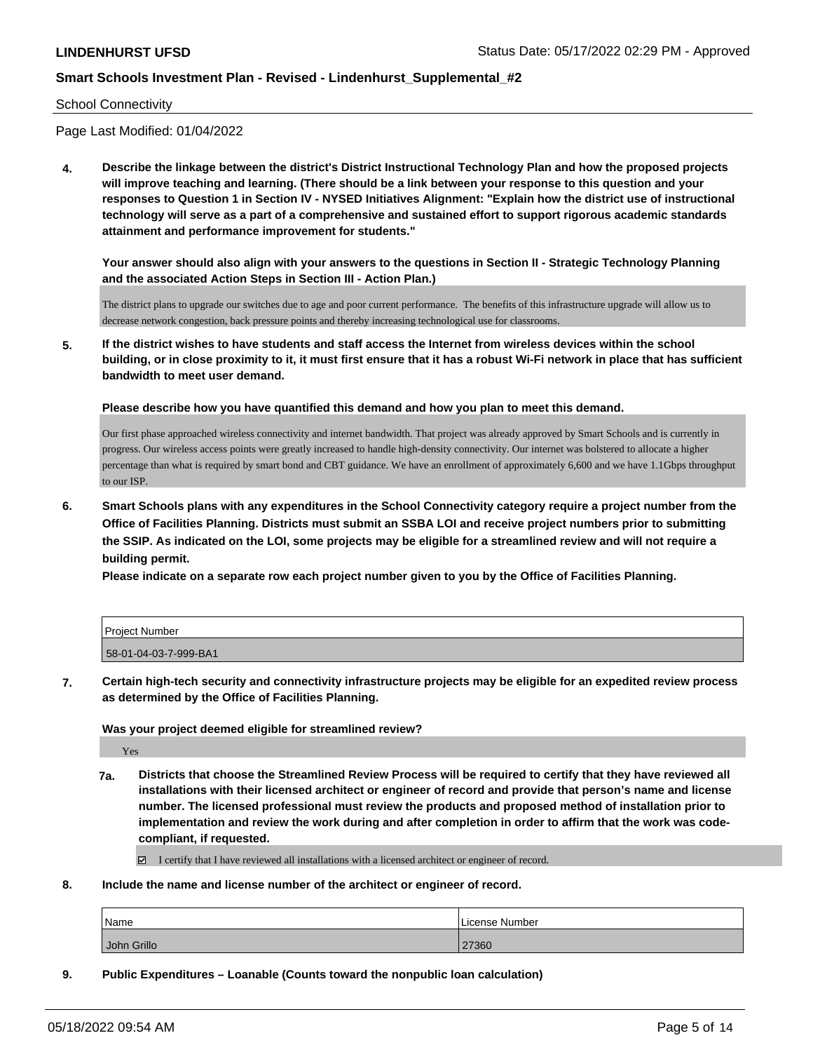School Connectivity

Page Last Modified: 01/04/2022

**4. Describe the linkage between the district's District Instructional Technology Plan and how the proposed projects will improve teaching and learning. (There should be a link between your response to this question and your responses to Question 1 in Section IV - NYSED Initiatives Alignment: "Explain how the district use of instructional technology will serve as a part of a comprehensive and sustained effort to support rigorous academic standards attainment and performance improvement for students."**

**Your answer should also align with your answers to the questions in Section II - Strategic Technology Planning and the associated Action Steps in Section III - Action Plan.)**

The district plans to upgrade our switches due to age and poor current performance. The benefits of this infrastructure upgrade will allow us to decrease network congestion, back pressure points and thereby increasing technological use for classrooms.

**5. If the district wishes to have students and staff access the Internet from wireless devices within the school building, or in close proximity to it, it must first ensure that it has a robust Wi-Fi network in place that has sufficient bandwidth to meet user demand.**

**Please describe how you have quantified this demand and how you plan to meet this demand.**

Our first phase approached wireless connectivity and internet bandwidth. That project was already approved by Smart Schools and is currently in progress. Our wireless access points were greatly increased to handle high-density connectivity. Our internet was bolstered to allocate a higher percentage than what is required by smart bond and CBT guidance. We have an enrollment of approximately 6,600 and we have 1.1Gbps throughput to our ISP.

**6. Smart Schools plans with any expenditures in the School Connectivity category require a project number from the Office of Facilities Planning. Districts must submit an SSBA LOI and receive project numbers prior to submitting the SSIP. As indicated on the LOI, some projects may be eligible for a streamlined review and will not require a building permit.**

**Please indicate on a separate row each project number given to you by the Office of Facilities Planning.**

| Project Number |
|---|
| 58-01-04-03-7-999-BA1 |

**7. Certain high-tech security and connectivity infrastructure projects may be eligible for an expedited review process as determined by the Office of Facilities Planning.**

**Was your project deemed eligible for streamlined review?**

Yes

**7a. Districts that choose the Streamlined Review Process will be required to certify that they have reviewed all installations with their licensed architect or engineer of record and provide that person's name and license number. The licensed professional must review the products and proposed method of installation prior to implementation and review the work during and after completion in order to affirm that the work was code-compliant, if requested.**

☑ I certify that I have reviewed all installations with a licensed architect or engineer of record.

**8. Include the name and license number of the architect or engineer of record.**

| Name | License Number |
|---|---|
| John Grillo | 27360 |

**9. Public Expenditures – Loanable (Counts toward the nonpublic loan calculation)**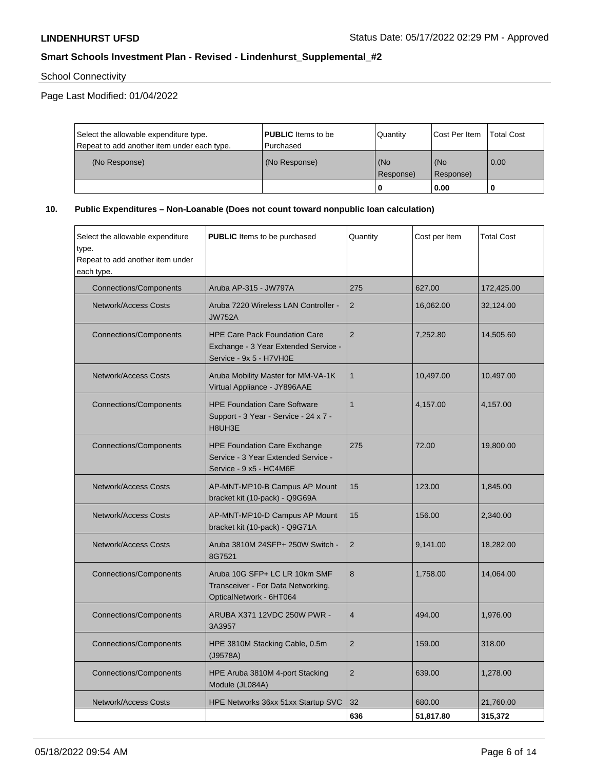School Connectivity

Page Last Modified: 01/04/2022

| Select the allowable expenditure type. Repeat to add another item under each type. | **PUBLIC** Items to be Purchased | Quantity | Cost Per Item | Total Cost |
|---|---|---|---|---|
| (No Response) | (No Response) | (No Response) | (No Response) | 0.00 |
| | | **0** | **0.00** | **0** |

**10. Public Expenditures – Non-Loanable (Does not count toward nonpublic loan calculation)**

| Select the allowable expenditure type. Repeat to add another item under each type. | **PUBLIC** Items to be purchased | Quantity | Cost per Item | Total Cost |
|---|---|---|---|---|
| Connections/Components | Aruba AP-315 - JW797A | 275 | 627.00 | 172,425.00 |
| Network/Access Costs | Aruba 7220 Wireless LAN Controller - JW752A | 2 | 16,062.00 | 32,124.00 |
| Connections/Components | HPE Care Pack Foundation Care Exchange - 3 Year Extended Service - Service - 9x 5 - H7VH0E | 2 | 7,252.80 | 14,505.60 |
| Network/Access Costs | Aruba Mobility Master for MM-VA-1K Virtual Appliance - JY896AAE | 1 | 10,497.00 | 10,497.00 |
| Connections/Components | HPE Foundation Care Software Support - 3 Year - Service - 24 x 7 - H8UH3E | 1 | 4,157.00 | 4,157.00 |
| Connections/Components | HPE Foundation Care Exchange Service - 3 Year Extended Service - Service - 9 x5 - HC4M6E | 275 | 72.00 | 19,800.00 |
| Network/Access Costs | AP-MNT-MP10-B Campus AP Mount bracket kit (10-pack) - Q9G69A | 15 | 123.00 | 1,845.00 |
| Network/Access Costs | AP-MNT-MP10-D Campus AP Mount bracket kit (10-pack) - Q9G71A | 15 | 156.00 | 2,340.00 |
| Network/Access Costs | Aruba 3810M 24SFP+ 250W Switch - 8G7521 | 2 | 9,141.00 | 18,282.00 |
| Connections/Components | Aruba 10G SFP+ LC LR 10km SMF Transceiver - For Data Networking, OpticalNetwork - 6HT064 | 8 | 1,758.00 | 14,064.00 |
| Connections/Components | ARUBA X371 12VDC 250W PWR - 3A3957 | 4 | 494.00 | 1,976.00 |
| Connections/Components | HPE 3810M Stacking Cable, 0.5m (J9578A) | 2 | 159.00 | 318.00 |
| Connections/Components | HPE Aruba 3810M 4-port Stacking Module (JL084A) | 2 | 639.00 | 1,278.00 |
| Network/Access Costs | HPE Networks 36xx 51xx Startup SVC | 32 | 680.00 | 21,760.00 |
| | | **636** | **51,817.80** | **315,372** |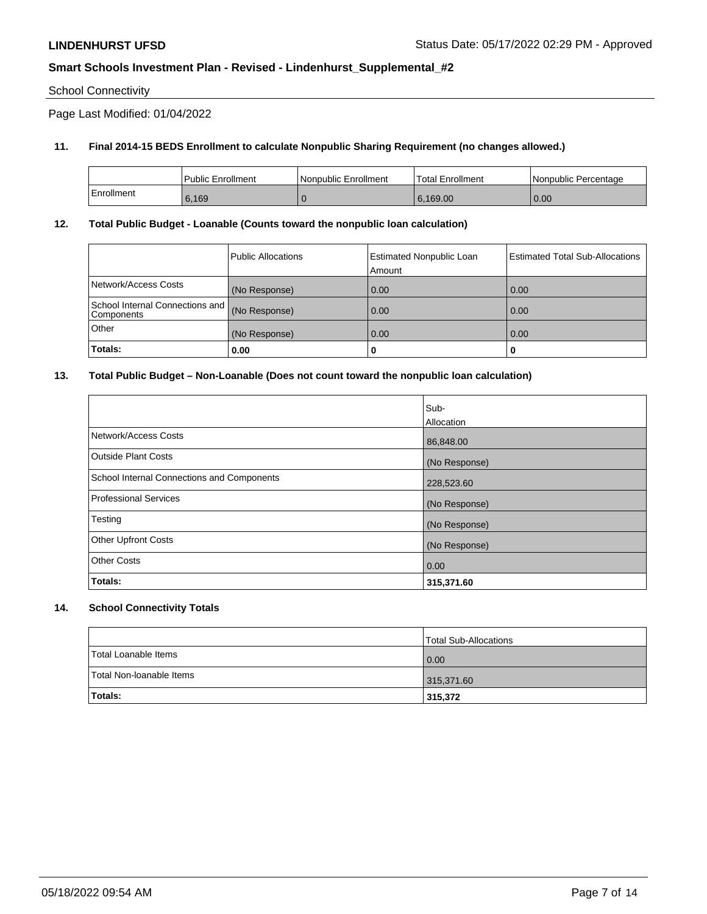**LINDENHURST UFSD** Status Date: 05/17/2022 02:29 PM - Approved

## Smart Schools Investment Plan - Revised - Lindenhurst_Supplemental_#2

School Connectivity

Page Last Modified: 01/04/2022

### 11. Final 2014-15 BEDS Enrollment to calculate Nonpublic Sharing Requirement (no changes allowed.)

| | Public Enrollment | Nonpublic Enrollment | Total Enrollment | Nonpublic Percentage |
|---|---|---|---|---|
| Enrollment | 6,169 | 0 | 6,169.00 | 0.00 |

### 12. Total Public Budget - Loanable (Counts toward the nonpublic loan calculation)

| | Public Allocations | Estimated Nonpublic Loan Amount | Estimated Total Sub-Allocations |
|---|---|---|---|
| Network/Access Costs | (No Response) | 0.00 | 0.00 |
| School Internal Connections and Components | (No Response) | 0.00 | 0.00 |
| Other | (No Response) | 0.00 | 0.00 |
| **Totals:** | **0.00** | **0** | **0** |

### 13. Total Public Budget – Non-Loanable (Does not count toward the nonpublic loan calculation)

| | Sub-Allocation |
|---|---|
| Network/Access Costs | 86,848.00 |
| Outside Plant Costs | (No Response) |
| School Internal Connections and Components | 228,523.60 |
| Professional Services | (No Response) |
| Testing | (No Response) |
| Other Upfront Costs | (No Response) |
| Other Costs | 0.00 |
| **Totals:** | **315,371.60** |

### 14. School Connectivity Totals

| | Total Sub-Allocations |
|---|---|
| Total Loanable Items | 0.00 |
| Total Non-loanable Items | 315,371.60 |
| **Totals:** | **315,372** |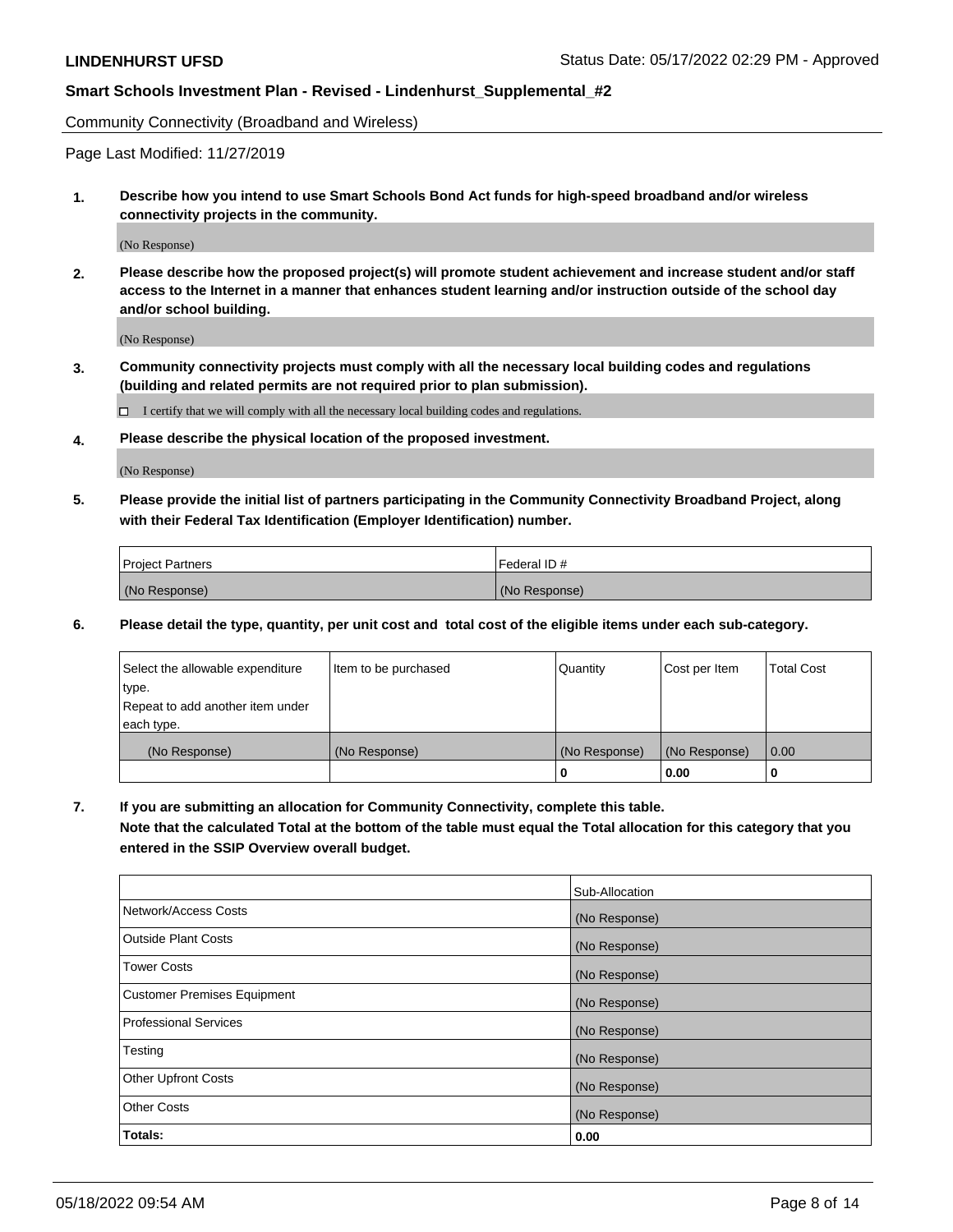Community Connectivity (Broadband and Wireless)

Page Last Modified: 11/27/2019

**1. Describe how you intend to use Smart Schools Bond Act funds for high-speed broadband and/or wireless connectivity projects in the community.**

(No Response)

**2. Please describe how the proposed project(s) will promote student achievement and increase student and/or staff access to the Internet in a manner that enhances student learning and/or instruction outside of the school day and/or school building.**

(No Response)

**3. Community connectivity projects must comply with all the necessary local building codes and regulations (building and related permits are not required prior to plan submission).**

☐ I certify that we will comply with all the necessary local building codes and regulations.

**4. Please describe the physical location of the proposed investment.**

(No Response)

**5. Please provide the initial list of partners participating in the Community Connectivity Broadband Project, along with their Federal Tax Identification (Employer Identification) number.**

| Project Partners | Federal ID # |
|---|---|
| (No Response) | (No Response) |

**6. Please detail the type, quantity, per unit cost and total cost of the eligible items under each sub-category.**

| Select the allowable expenditure type. Repeat to add another item under each type. | Item to be purchased | Quantity | Cost per Item | Total Cost |
|---|---|---|---|---|
| (No Response) | (No Response) | (No Response) | (No Response) | 0.00 |
| | | **0** | **0.00** | **0** |

**7. If you are submitting an allocation for Community Connectivity, complete this table. Note that the calculated Total at the bottom of the table must equal the Total allocation for this category that you entered in the SSIP Overview overall budget.**

| | Sub-Allocation |
|---|---|
| Network/Access Costs | (No Response) |
| Outside Plant Costs | (No Response) |
| Tower Costs | (No Response) |
| Customer Premises Equipment | (No Response) |
| Professional Services | (No Response) |
| Testing | (No Response) |
| Other Upfront Costs | (No Response) |
| Other Costs | (No Response) |
| **Totals:** | **0.00** |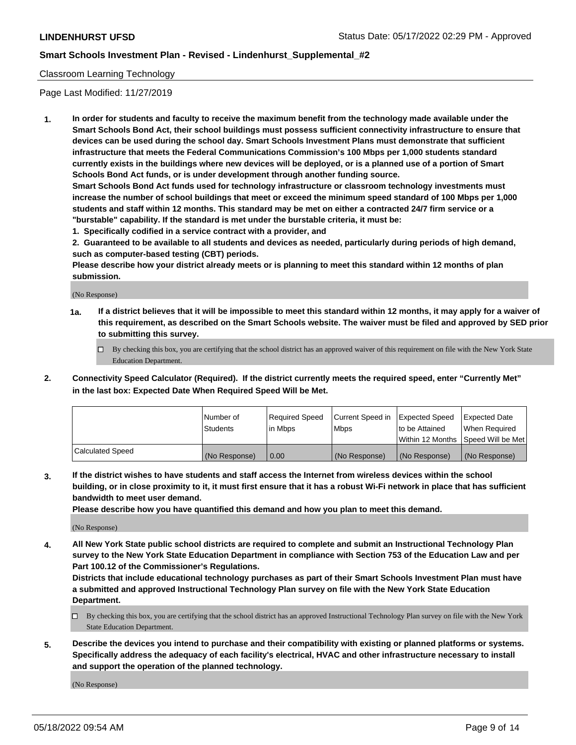Classroom Learning Technology

Page Last Modified: 11/27/2019

**1. In order for students and faculty to receive the maximum benefit from the technology made available under the Smart Schools Bond Act, their school buildings must possess sufficient connectivity infrastructure to ensure that devices can be used during the school day. Smart Schools Investment Plans must demonstrate that sufficient infrastructure that meets the Federal Communications Commission's 100 Mbps per 1,000 students standard currently exists in the buildings where new devices will be deployed, or is a planned use of a portion of Smart Schools Bond Act funds, or is under development through another funding source.**

**Smart Schools Bond Act funds used for technology infrastructure or classroom technology investments must increase the number of school buildings that meet or exceed the minimum speed standard of 100 Mbps per 1,000 students and staff within 12 months. This standard may be met on either a contracted 24/7 firm service or a "burstable" capability. If the standard is met under the burstable criteria, it must be:**

**1. Specifically codified in a service contract with a provider, and**

**2. Guaranteed to be available to all students and devices as needed, particularly during periods of high demand, such as computer-based testing (CBT) periods.**

**Please describe how your district already meets or is planning to meet this standard within 12 months of plan submission.**

(No Response)

**1a. If a district believes that it will be impossible to meet this standard within 12 months, it may apply for a waiver of this requirement, as described on the Smart Schools website. The waiver must be filed and approved by SED prior to submitting this survey.**

☐ By checking this box, you are certifying that the school district has an approved waiver of this requirement on file with the New York State Education Department.

**2. Connectivity Speed Calculator (Required). If the district currently meets the required speed, enter "Currently Met" in the last box: Expected Date When Required Speed Will be Met.**

| | Number of Students | Required Speed in Mbps | Current Speed in Mbps | Expected Speed to be Attained Within 12 Months | Expected Date When Required Speed Will be Met |
|---|---|---|---|---|---|
| Calculated Speed | (No Response) | 0.00 | (No Response) | (No Response) | (No Response) |

**3. If the district wishes to have students and staff access the Internet from wireless devices within the school building, or in close proximity to it, it must first ensure that it has a robust Wi-Fi network in place that has sufficient bandwidth to meet user demand.**

**Please describe how you have quantified this demand and how you plan to meet this demand.**

(No Response)

**4. All New York State public school districts are required to complete and submit an Instructional Technology Plan survey to the New York State Education Department in compliance with Section 753 of the Education Law and per Part 100.12 of the Commissioner's Regulations.**

**Districts that include educational technology purchases as part of their Smart Schools Investment Plan must have a submitted and approved Instructional Technology Plan survey on file with the New York State Education Department.**

☐ By checking this box, you are certifying that the school district has an approved Instructional Technology Plan survey on file with the New York State Education Department.

**5. Describe the devices you intend to purchase and their compatibility with existing or planned platforms or systems. Specifically address the adequacy of each facility's electrical, HVAC and other infrastructure necessary to install and support the operation of the planned technology.**

(No Response)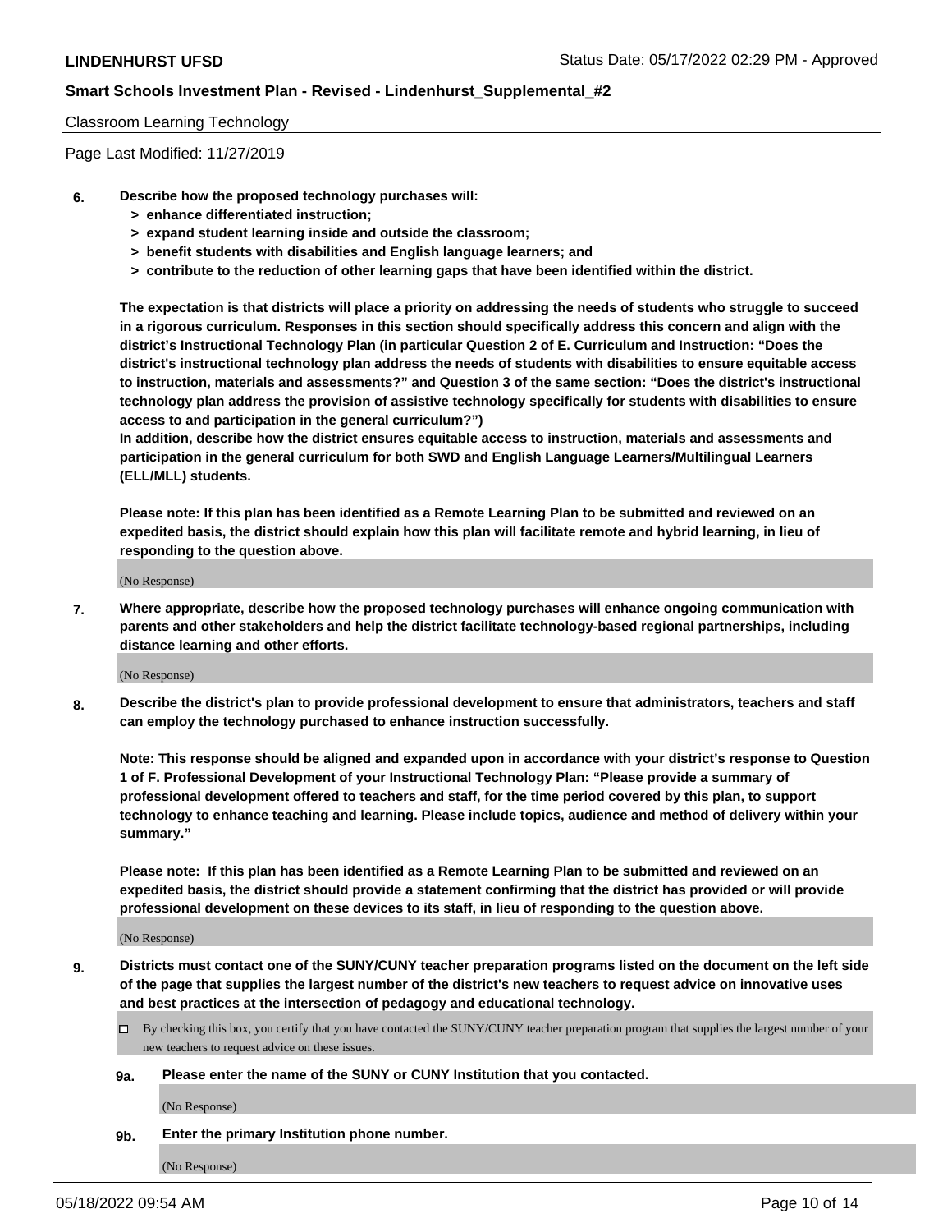Classroom Learning Technology

Page Last Modified: 11/27/2019

**6. Describe how the proposed technology purchases will:**
- **> enhance differentiated instruction;**
- **> expand student learning inside and outside the classroom;**
- **> benefit students with disabilities and English language learners; and**
- **> contribute to the reduction of other learning gaps that have been identified within the district.**

**The expectation is that districts will place a priority on addressing the needs of students who struggle to succeed in a rigorous curriculum. Responses in this section should specifically address this concern and align with the district's Instructional Technology Plan (in particular Question 2 of E. Curriculum and Instruction: "Does the district's instructional technology plan address the needs of students with disabilities to ensure equitable access to instruction, materials and assessments?" and Question 3 of the same section: "Does the district's instructional technology plan address the provision of assistive technology specifically for students with disabilities to ensure access to and participation in the general curriculum?")**

**In addition, describe how the district ensures equitable access to instruction, materials and assessments and participation in the general curriculum for both SWD and English Language Learners/Multilingual Learners (ELL/MLL) students.**

**Please note: If this plan has been identified as a Remote Learning Plan to be submitted and reviewed on an expedited basis, the district should explain how this plan will facilitate remote and hybrid learning, in lieu of responding to the question above.**

(No Response)

**7. Where appropriate, describe how the proposed technology purchases will enhance ongoing communication with parents and other stakeholders and help the district facilitate technology-based regional partnerships, including distance learning and other efforts.**

(No Response)

**8. Describe the district's plan to provide professional development to ensure that administrators, teachers and staff can employ the technology purchased to enhance instruction successfully.**

**Note: This response should be aligned and expanded upon in accordance with your district's response to Question 1 of F. Professional Development of your Instructional Technology Plan: "Please provide a summary of professional development offered to teachers and staff, for the time period covered by this plan, to support technology to enhance teaching and learning. Please include topics, audience and method of delivery within your summary."**

**Please note: If this plan has been identified as a Remote Learning Plan to be submitted and reviewed on an expedited basis, the district should provide a statement confirming that the district has provided or will provide professional development on these devices to its staff, in lieu of responding to the question above.**

(No Response)

**9. Districts must contact one of the SUNY/CUNY teacher preparation programs listed on the document on the left side of the page that supplies the largest number of the district's new teachers to request advice on innovative uses and best practices at the intersection of pedagogy and educational technology.**

☐ By checking this box, you certify that you have contacted the SUNY/CUNY teacher preparation program that supplies the largest number of your new teachers to request advice on these issues.

**9a. Please enter the name of the SUNY or CUNY Institution that you contacted.**

(No Response)

**9b. Enter the primary Institution phone number.**

(No Response)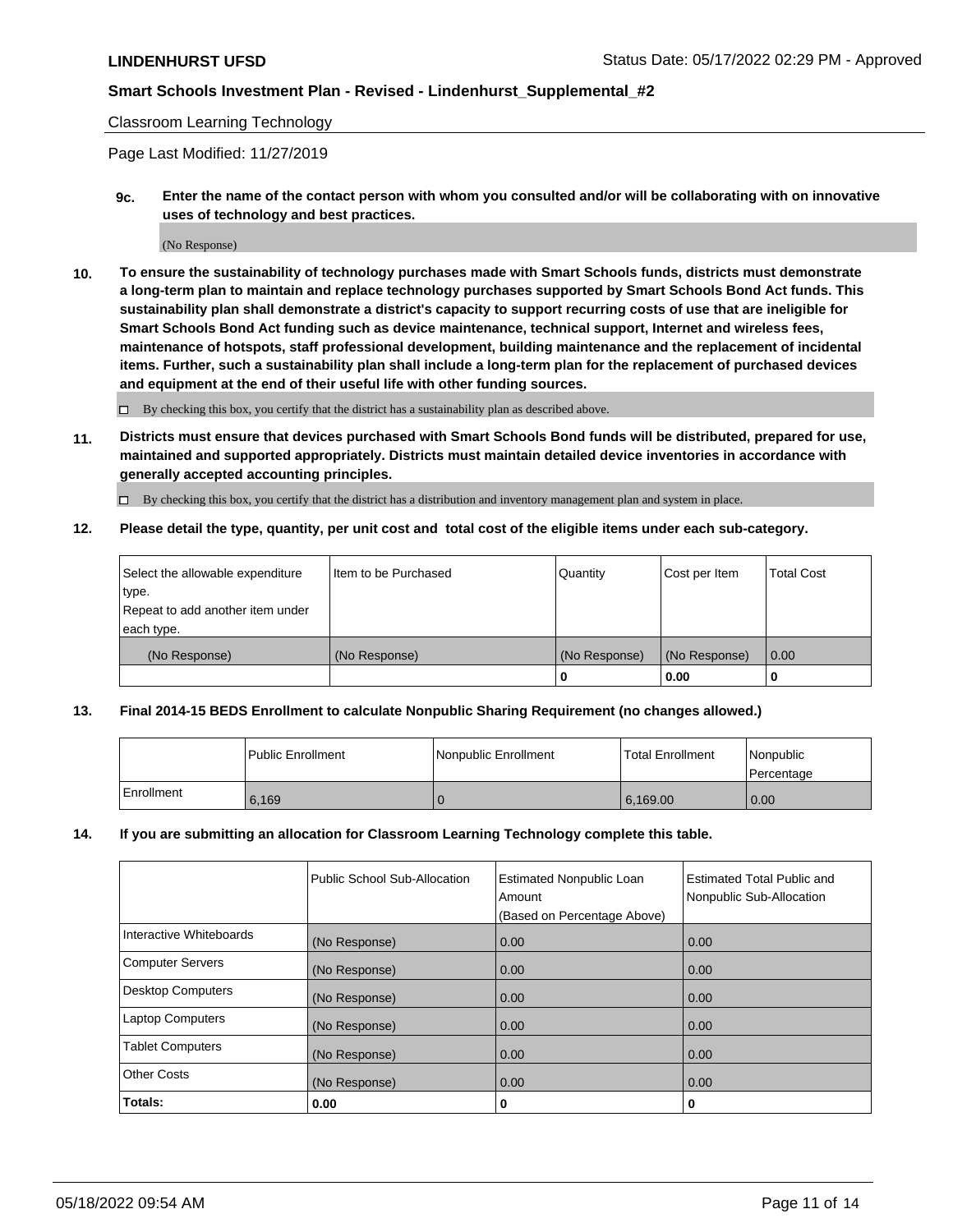Classroom Learning Technology

Page Last Modified: 11/27/2019

**9c. Enter the name of the contact person with whom you consulted and/or will be collaborating with on innovative uses of technology and best practices.**

(No Response)

**10. To ensure the sustainability of technology purchases made with Smart Schools funds, districts must demonstrate a long-term plan to maintain and replace technology purchases supported by Smart Schools Bond Act funds. This sustainability plan shall demonstrate a district's capacity to support recurring costs of use that are ineligible for Smart Schools Bond Act funding such as device maintenance, technical support, Internet and wireless fees, maintenance of hotspots, staff professional development, building maintenance and the replacement of incidental items. Further, such a sustainability plan shall include a long-term plan for the replacement of purchased devices and equipment at the end of their useful life with other funding sources.**

☐ By checking this box, you certify that the district has a sustainability plan as described above.

**11. Districts must ensure that devices purchased with Smart Schools Bond funds will be distributed, prepared for use, maintained and supported appropriately. Districts must maintain detailed device inventories in accordance with generally accepted accounting principles.**

☐ By checking this box, you certify that the district has a distribution and inventory management plan and system in place.

**12. Please detail the type, quantity, per unit cost and total cost of the eligible items under each sub-category.**

| Select the allowable expenditure type. Repeat to add another item under each type. | Item to be Purchased | Quantity | Cost per Item | Total Cost |
|---|---|---|---|---|
| (No Response) | (No Response) | (No Response) | (No Response) | 0.00 |
| | | **0** | **0.00** | **0** |

**13. Final 2014-15 BEDS Enrollment to calculate Nonpublic Sharing Requirement (no changes allowed.)**

| | Public Enrollment | Nonpublic Enrollment | Total Enrollment | Nonpublic Percentage |
|---|---|---|---|---|
| Enrollment | 6,169 | 0 | 6,169.00 | 0.00 |

**14. If you are submitting an allocation for Classroom Learning Technology complete this table.**

| | Public School Sub-Allocation | Estimated Nonpublic Loan Amount (Based on Percentage Above) | Estimated Total Public and Nonpublic Sub-Allocation |
|---|---|---|---|
| Interactive Whiteboards | (No Response) | 0.00 | 0.00 |
| Computer Servers | (No Response) | 0.00 | 0.00 |
| Desktop Computers | (No Response) | 0.00 | 0.00 |
| Laptop Computers | (No Response) | 0.00 | 0.00 |
| Tablet Computers | (No Response) | 0.00 | 0.00 |
| Other Costs | (No Response) | 0.00 | 0.00 |
| **Totals:** | **0.00** | **0** | **0** |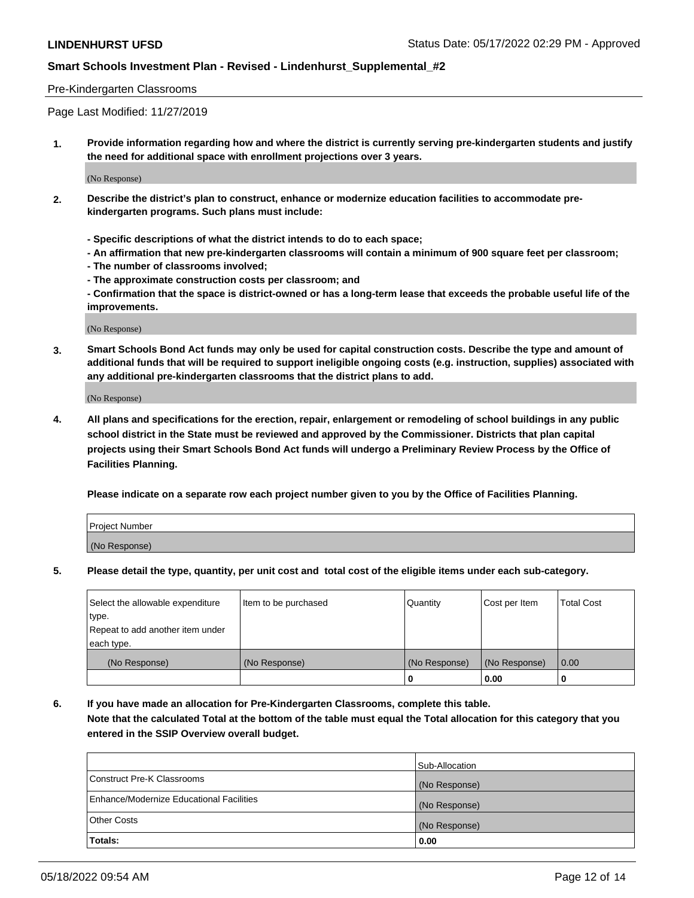**LINDENHURST UFSD** Status Date: 05/17/2022 02:29 PM - Approved

**Smart Schools Investment Plan - Revised - Lindenhurst_Supplemental_#2**

Pre-Kindergarten Classrooms

Page Last Modified: 11/27/2019

**1. Provide information regarding how and where the district is currently serving pre-kindergarten students and justify the need for additional space with enrollment projections over 3 years.**

(No Response)

**2. Describe the district's plan to construct, enhance or modernize education facilities to accommodate pre-kindergarten programs. Such plans must include:**

**- Specific descriptions of what the district intends to do to each space;**
**- An affirmation that new pre-kindergarten classrooms will contain a minimum of 900 square feet per classroom;**
**- The number of classrooms involved;**
**- The approximate construction costs per classroom; and**
**- Confirmation that the space is district-owned or has a long-term lease that exceeds the probable useful life of the improvements.**

(No Response)

**3. Smart Schools Bond Act funds may only be used for capital construction costs. Describe the type and amount of additional funds that will be required to support ineligible ongoing costs (e.g. instruction, supplies) associated with any additional pre-kindergarten classrooms that the district plans to add.**

(No Response)

**4. All plans and specifications for the erection, repair, enlargement or remodeling of school buildings in any public school district in the State must be reviewed and approved by the Commissioner. Districts that plan capital projects using their Smart Schools Bond Act funds will undergo a Preliminary Review Process by the Office of Facilities Planning.**

**Please indicate on a separate row each project number given to you by the Office of Facilities Planning.**

| Project Number |
| --- |
| (No Response) |

**5. Please detail the type, quantity, per unit cost and total cost of the eligible items under each sub-category.**

| Select the allowable expenditure type. Repeat to add another item under each type. | Item to be purchased | Quantity | Cost per Item | Total Cost |
| --- | --- | --- | --- | --- |
| (No Response) | (No Response) | (No Response) | (No Response) | 0.00 |
| | | 0 | 0.00 | 0 |

**6. If you have made an allocation for Pre-Kindergarten Classrooms, complete this table. Note that the calculated Total at the bottom of the table must equal the Total allocation for this category that you entered in the SSIP Overview overall budget.**

| | Sub-Allocation |
| --- | --- |
| Construct Pre-K Classrooms | (No Response) |
| Enhance/Modernize Educational Facilities | (No Response) |
| Other Costs | (No Response) |
| **Totals:** | **0.00** |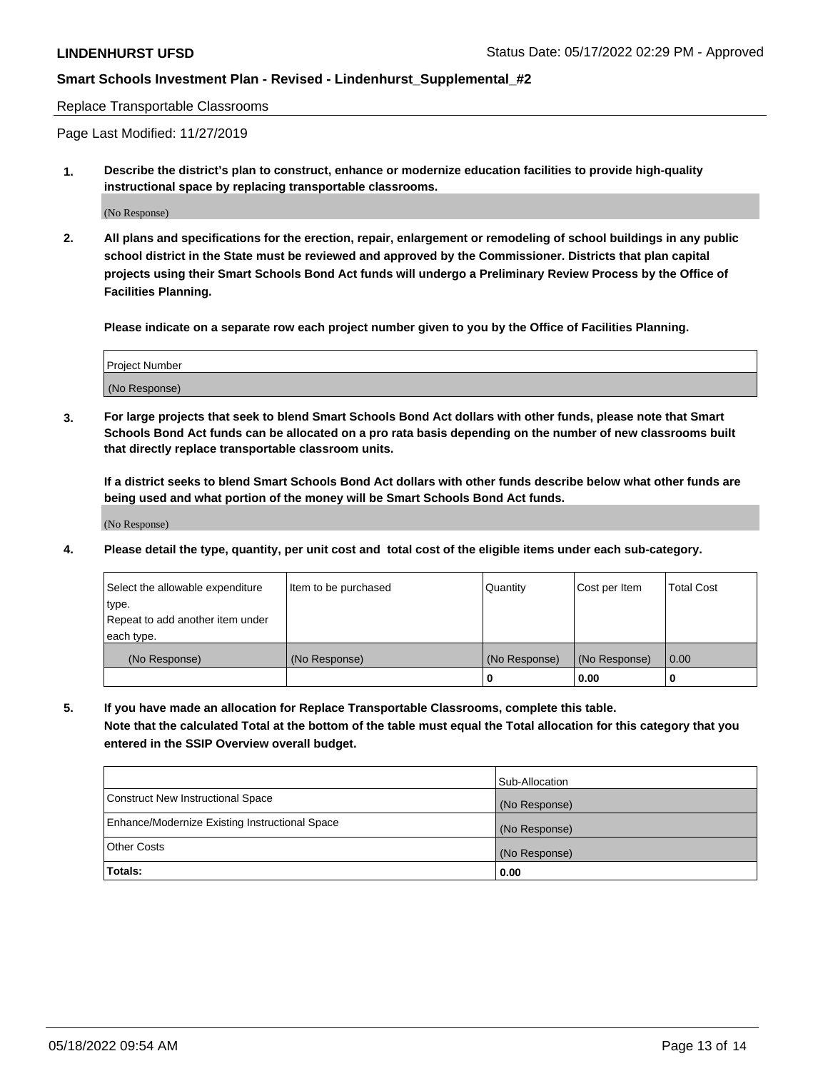Replace Transportable Classrooms

Page Last Modified: 11/27/2019

**1. Describe the district's plan to construct, enhance or modernize education facilities to provide high-quality instructional space by replacing transportable classrooms.**

(No Response)

**2. All plans and specifications for the erection, repair, enlargement or remodeling of school buildings in any public school district in the State must be reviewed and approved by the Commissioner. Districts that plan capital projects using their Smart Schools Bond Act funds will undergo a Preliminary Review Process by the Office of Facilities Planning.**

**Please indicate on a separate row each project number given to you by the Office of Facilities Planning.**

| Project Number |
| --- |
| (No Response) |

**3. For large projects that seek to blend Smart Schools Bond Act dollars with other funds, please note that Smart Schools Bond Act funds can be allocated on a pro rata basis depending on the number of new classrooms built that directly replace transportable classroom units.**

**If a district seeks to blend Smart Schools Bond Act dollars with other funds describe below what other funds are being used and what portion of the money will be Smart Schools Bond Act funds.**

(No Response)

**4. Please detail the type, quantity, per unit cost and total cost of the eligible items under each sub-category.**

| Select the allowable expenditure type. Repeat to add another item under each type. | Item to be purchased | Quantity | Cost per Item | Total Cost |
| --- | --- | --- | --- | --- |
| (No Response) | (No Response) | (No Response) | (No Response) | 0.00 |
| | | 0 | 0.00 | 0 |

**5. If you have made an allocation for Replace Transportable Classrooms, complete this table. Note that the calculated Total at the bottom of the table must equal the Total allocation for this category that you entered in the SSIP Overview overall budget.**

| | Sub-Allocation |
| --- | --- |
| Construct New Instructional Space | (No Response) |
| Enhance/Modernize Existing Instructional Space | (No Response) |
| Other Costs | (No Response) |
| **Totals:** | 0.00 |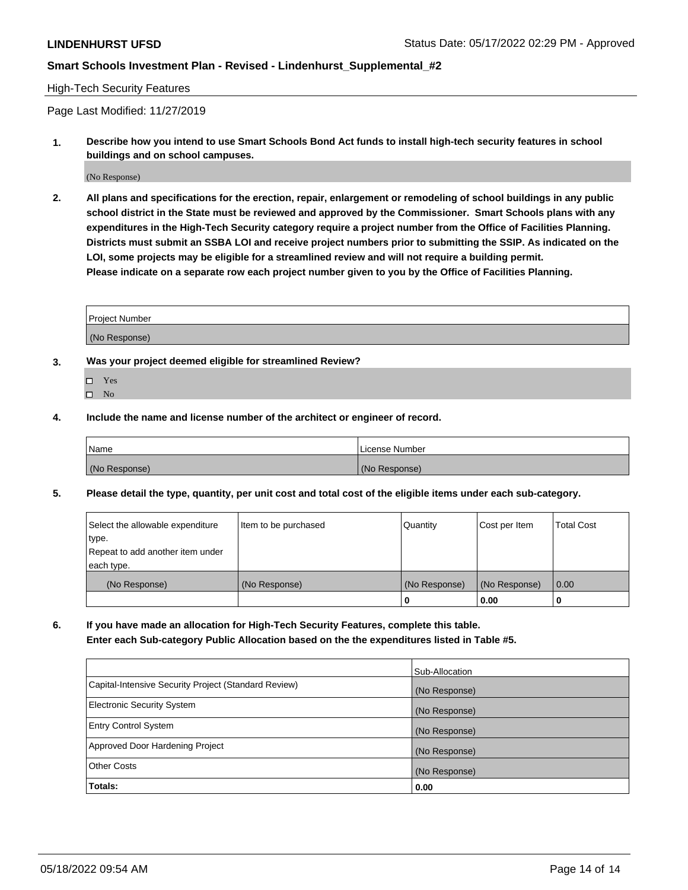High-Tech Security Features

Page Last Modified: 11/27/2019

**1. Describe how you intend to use Smart Schools Bond Act funds to install high-tech security features in school buildings and on school campuses.**

(No Response)

**2. All plans and specifications for the erection, repair, enlargement or remodeling of school buildings in any public school district in the State must be reviewed and approved by the Commissioner. Smart Schools plans with any expenditures in the High-Tech Security category require a project number from the Office of Facilities Planning. Districts must submit an SSBA LOI and receive project numbers prior to submitting the SSIP. As indicated on the LOI, some projects may be eligible for a streamlined review and will not require a building permit.**
**Please indicate on a separate row each project number given to you by the Office of Facilities Planning.**

| Project Number |
| --- |
| (No Response) |

**3. Was your project deemed eligible for streamlined Review?**

- ☐ Yes
- ☐ No

**4. Include the name and license number of the architect or engineer of record.**

| Name | License Number |
| --- | --- |
| (No Response) | (No Response) |

**5. Please detail the type, quantity, per unit cost and total cost of the eligible items under each sub-category.**

| Select the allowable expenditure type.<br>Repeat to add another item under each type. | Item to be purchased | Quantity | Cost per Item | Total Cost |
| --- | --- | --- | --- | --- |
| (No Response) | (No Response) | (No Response) | (No Response) | 0.00 |
| | | **0** | **0.00** | **0** |

**6. If you have made an allocation for High-Tech Security Features, complete this table.**
**Enter each Sub-category Public Allocation based on the the expenditures listed in Table #5.**

| | Sub-Allocation |
| --- | --- |
| Capital-Intensive Security Project (Standard Review) | (No Response) |
| Electronic Security System | (No Response) |
| Entry Control System | (No Response) |
| Approved Door Hardening Project | (No Response) |
| Other Costs | (No Response) |
| **Totals:** | **0.00** |